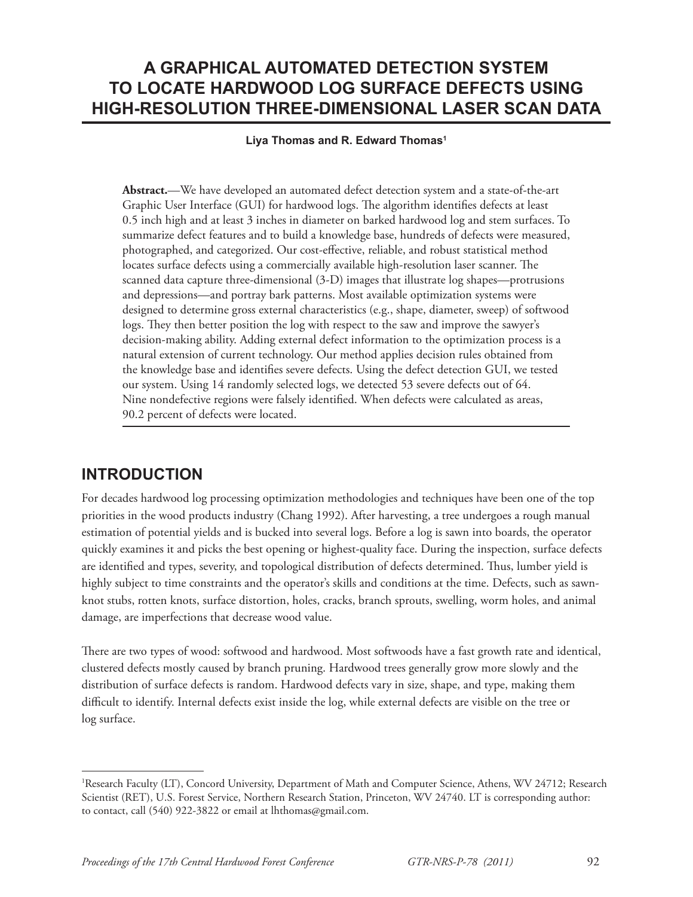# A GRAPHICAL AUTOMATED DETECTION SYSTEM TO LOCATE HARDWOOD LOG SURFACE DEFECTS USING HIGH-RESOLUTION THREE-DIMENSIONAL LASER SCAN DATA

**Liya Thomas and R. Edward Thomas[1]**

**Abstract.**—We have developed an automated defect detection system and a state-of-the-art Graphic User Interface (GUI) for hardwood logs. The algorithm identifies defects at least 0.5 inch high and at least 3 inches in diameter on barked hardwood log and stem surfaces. To summarize defect features and to build a knowledge base, hundreds of defects were measured, photographed, and categorized. Our cost-effective, reliable, and robust statistical method locates surface defects using a commercially available high-resolution laser scanner. The scanned data capture three-dimensional (3-D) images that illustrate log shapes—protrusions and depressions—and portray bark patterns. Most available optimization systems were designed to determine gross external characteristics (e.g., shape, diameter, sweep) of softwood logs. They then better position the log with respect to the saw and improve the sawyer's decision-making ability. Adding external defect information to the optimization process is a natural extension of current technology. Our method applies decision rules obtained from the knowledge base and identifies severe defects. Using the defect detection GUI, we tested our system. Using 14 randomly selected logs, we detected 53 severe defects out of 64. Nine nondefective regions were falsely identified. When defects were calculated as areas, 90.2 percent of defects were located.

## INTRODUCTION

For decades hardwood log processing optimization methodologies and techniques have been one of the top priorities in the wood products industry (Chang 1992). After harvesting, a tree undergoes a rough manual estimation of potential yields and is bucked into several logs. Before a log is sawn into boards, the operator quickly examines it and picks the best opening or highest-quality face. During the inspection, surface defects are identified and types, severity, and topological distribution of defects determined. Thus, lumber yield is highly subject to time constraints and the operator's skills and conditions at the time. Defects, such as sawn-knot stubs, rotten knots, surface distortion, holes, cracks, branch sprouts, swelling, worm holes, and animal damage, are imperfections that decrease wood value.

There are two types of wood: softwood and hardwood. Most softwoods have a fast growth rate and identical, clustered defects mostly caused by branch pruning. Hardwood trees generally grow more slowly and the distribution of surface defects is random. Hardwood defects vary in size, shape, and type, making them difficult to identify. Internal defects exist inside the log, while external defects are visible on the tree or log surface.

---

[1]Research Faculty (LT), Concord University, Department of Math and Computer Science, Athens, WV 24712; Research Scientist (RET), U.S. Forest Service, Northern Research Station, Princeton, WV 24740. LT is corresponding author: to contact, call (540) 922-3822 or email at lhthomas@gmail.com.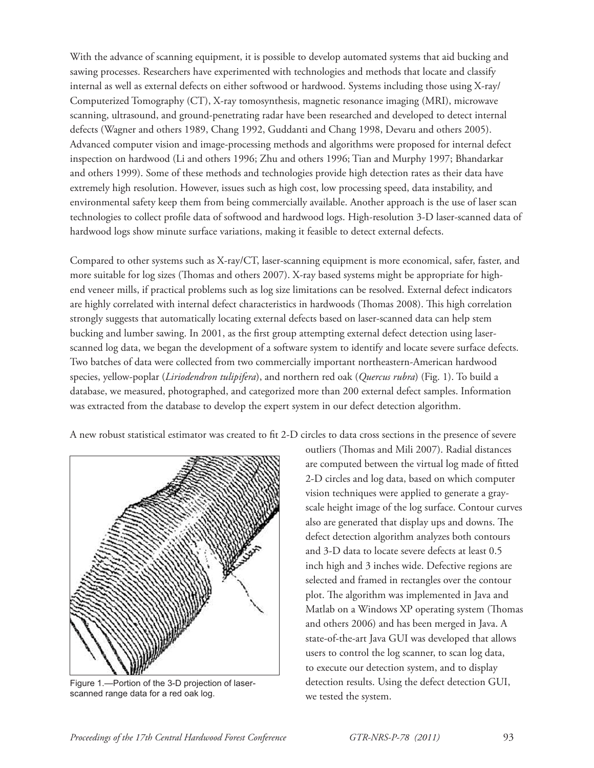With the advance of scanning equipment, it is possible to develop automated systems that aid bucking and sawing processes. Researchers have experimented with technologies and methods that locate and classify internal as well as external defects on either softwood or hardwood. Systems including those using X-ray/Computerized Tomography (CT), X-ray tomosynthesis, magnetic resonance imaging (MRI), microwave scanning, ultrasound, and ground-penetrating radar have been researched and developed to detect internal defects (Wagner and others 1989, Chang 1992, Guddanti and Chang 1998, Devaru and others 2005). Advanced computer vision and image-processing methods and algorithms were proposed for internal defect inspection on hardwood (Li and others 1996; Zhu and others 1996; Tian and Murphy 1997; Bhandarkar and others 1999). Some of these methods and technologies provide high detection rates as their data have extremely high resolution. However, issues such as high cost, low processing speed, data instability, and environmental safety keep them from being commercially available. Another approach is the use of laser scan technologies to collect profile data of softwood and hardwood logs. High-resolution 3-D laser-scanned data of hardwood logs show minute surface variations, making it feasible to detect external defects.

Compared to other systems such as X-ray/CT, laser-scanning equipment is more economical, safer, faster, and more suitable for log sizes (Thomas and others 2007). X-ray based systems might be appropriate for high-end veneer mills, if practical problems such as log size limitations can be resolved. External defect indicators are highly correlated with internal defect characteristics in hardwoods (Thomas 2008). This high correlation strongly suggests that automatically locating external defects based on laser-scanned data can help stem bucking and lumber sawing. In 2001, as the first group attempting external defect detection using laser-scanned log data, we began the development of a software system to identify and locate severe surface defects. Two batches of data were collected from two commercially important northeastern-American hardwood species, yellow-poplar (*Liriodendron tulipifera*), and northern red oak (*Quercus rubra*) (Fig. 1). To build a database, we measured, photographed, and categorized more than 200 external defect samples. Information was extracted from the database to develop the expert system in our defect detection algorithm.

A new robust statistical estimator was created to fit 2-D circles to data cross sections in the presence of severe outliers (Thomas and Mili 2007). Radial distances are computed between the virtual log made of fitted 2-D circles and log data, based on which computer vision techniques were applied to generate a gray-scale height image of the log surface. Contour curves also are generated that display ups and downs. The defect detection algorithm analyzes both contours and 3-D data to locate severe defects at least 0.5 inch high and 3 inches wide. Defective regions are selected and framed in rectangles over the contour plot. The algorithm was implemented in Java and Matlab on a Windows XP operating system (Thomas and others 2006) and has been merged in Java. A state-of-the-art Java GUI was developed that allows users to control the log scanner, to scan log data, to execute our detection system, and to display detection results. Using the defect detection GUI, we tested the system.

Figure 1.—Portion of the 3-D projection of laser-scanned range data for a red oak log.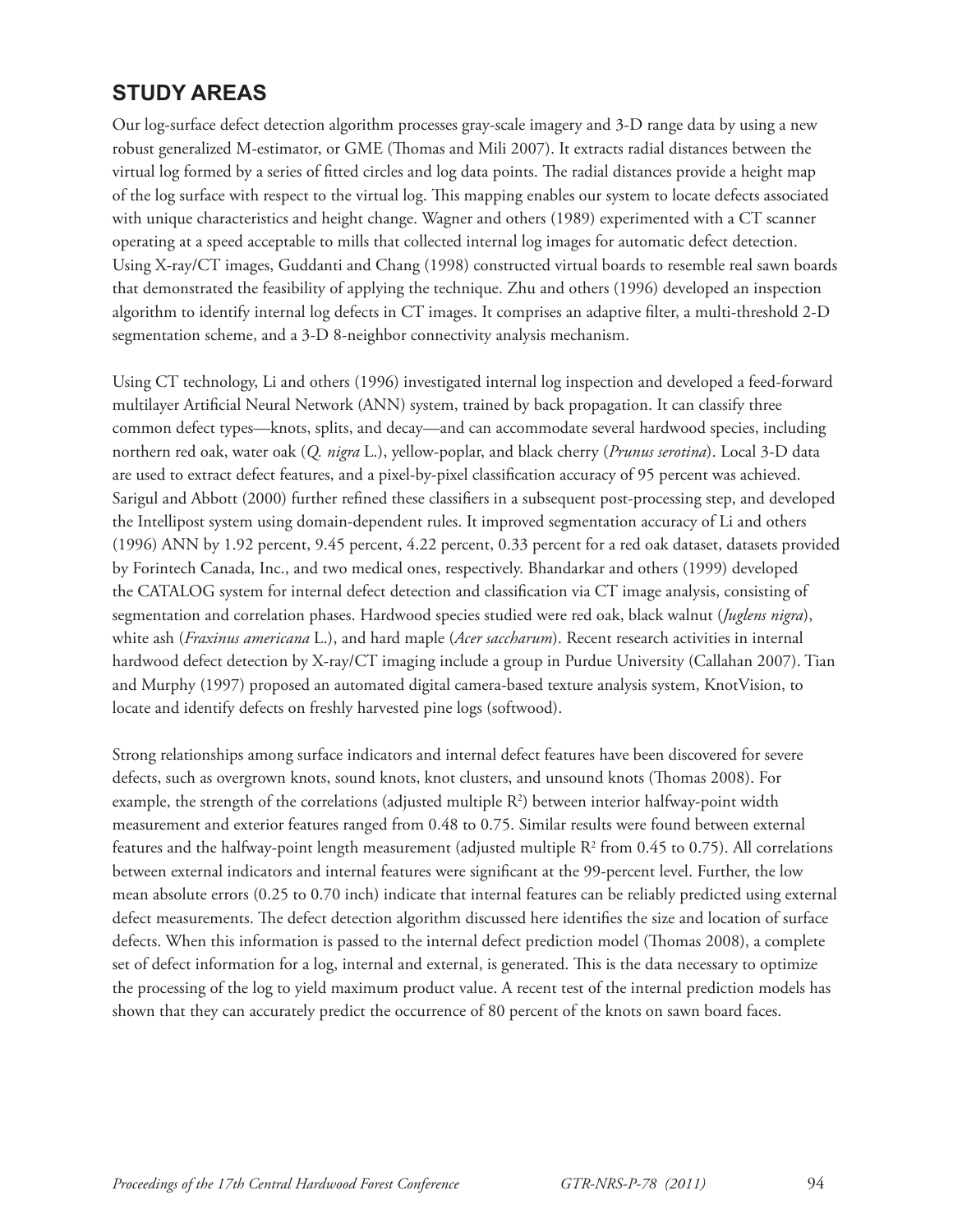## STUDY AREAS

Our log-surface defect detection algorithm processes gray-scale imagery and 3-D range data by using a new robust generalized M-estimator, or GME (Thomas and Mili 2007). It extracts radial distances between the virtual log formed by a series of fitted circles and log data points. The radial distances provide a height map of the log surface with respect to the virtual log. This mapping enables our system to locate defects associated with unique characteristics and height change. Wagner and others (1989) experimented with a CT scanner operating at a speed acceptable to mills that collected internal log images for automatic defect detection. Using X-ray/CT images, Guddanti and Chang (1998) constructed virtual boards to resemble real sawn boards that demonstrated the feasibility of applying the technique. Zhu and others (1996) developed an inspection algorithm to identify internal log defects in CT images. It comprises an adaptive filter, a multi-threshold 2-D segmentation scheme, and a 3-D 8-neighbor connectivity analysis mechanism.

Using CT technology, Li and others (1996) investigated internal log inspection and developed a feed-forward multilayer Artificial Neural Network (ANN) system, trained by back propagation. It can classify three common defect types—knots, splits, and decay—and can accommodate several hardwood species, including northern red oak, water oak (*Q. nigra* L.), yellow-poplar, and black cherry (*Prunus serotina*). Local 3-D data are used to extract defect features, and a pixel-by-pixel classification accuracy of 95 percent was achieved. Sarigul and Abbott (2000) further refined these classifiers in a subsequent post-processing step, and developed the Intellipost system using domain-dependent rules. It improved segmentation accuracy of Li and others (1996) ANN by 1.92 percent, 9.45 percent, 4.22 percent, 0.33 percent for a red oak dataset, datasets provided by Forintech Canada, Inc., and two medical ones, respectively. Bhandarkar and others (1999) developed the CATALOG system for internal defect detection and classification via CT image analysis, consisting of segmentation and correlation phases. Hardwood species studied were red oak, black walnut (*Juglens nigra*), white ash (*Fraxinus americana* L.), and hard maple (*Acer saccharum*). Recent research activities in internal hardwood defect detection by X-ray/CT imaging include a group in Purdue University (Callahan 2007). Tian and Murphy (1997) proposed an automated digital camera-based texture analysis system, KnotVision, to locate and identify defects on freshly harvested pine logs (softwood).

Strong relationships among surface indicators and internal defect features have been discovered for severe defects, such as overgrown knots, sound knots, knot clusters, and unsound knots (Thomas 2008). For example, the strength of the correlations (adjusted multiple $R^2$) between interior halfway-point width measurement and exterior features ranged from 0.48 to 0.75. Similar results were found between external features and the halfway-point length measurement (adjusted multiple $R^2$ from 0.45 to 0.75). All correlations between external indicators and internal features were significant at the 99-percent level. Further, the low mean absolute errors (0.25 to 0.70 inch) indicate that internal features can be reliably predicted using external defect measurements. The defect detection algorithm discussed here identifies the size and location of surface defects. When this information is passed to the internal defect prediction model (Thomas 2008), a complete set of defect information for a log, internal and external, is generated. This is the data necessary to optimize the processing of the log to yield maximum product value. A recent test of the internal prediction models has shown that they can accurately predict the occurrence of 80 percent of the knots on sawn board faces.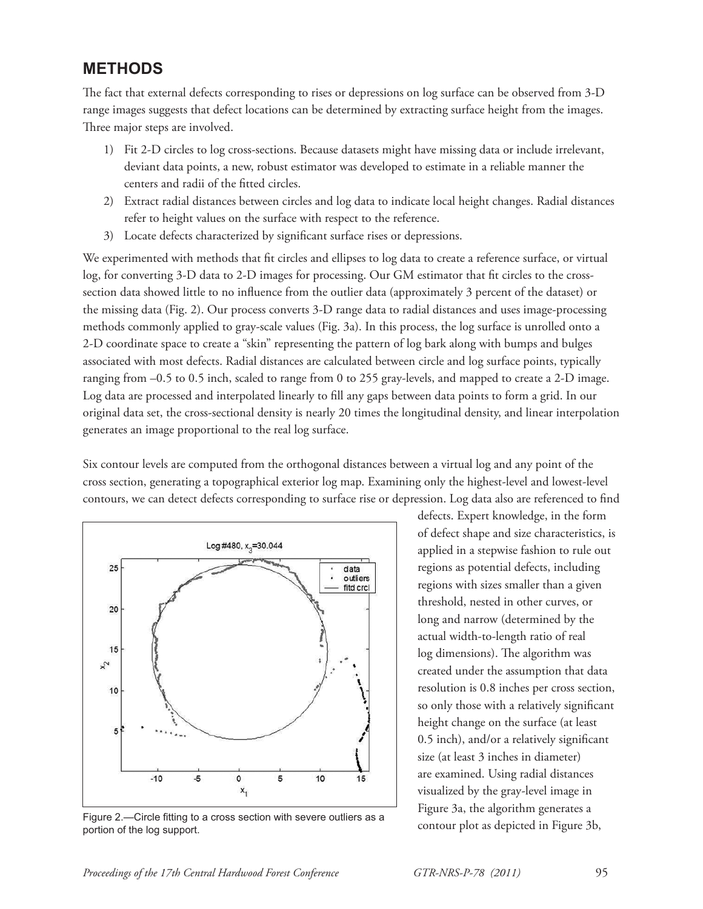## METHODS

The fact that external defects corresponding to rises or depressions on log surface can be observed from 3-D range images suggests that defect locations can be determined by extracting surface height from the images. Three major steps are involved.

1) Fit 2-D circles to log cross-sections. Because datasets might have missing data or include irrelevant, deviant data points, a new, robust estimator was developed to estimate in a reliable manner the centers and radii of the fitted circles.
2) Extract radial distances between circles and log data to indicate local height changes. Radial distances refer to height values on the surface with respect to the reference.
3) Locate defects characterized by significant surface rises or depressions.

We experimented with methods that fit circles and ellipses to log data to create a reference surface, or virtual log, for converting 3-D data to 2-D images for processing. Our GM estimator that fit circles to the cross-section data showed little to no influence from the outlier data (approximately 3 percent of the dataset) or the missing data (Fig. 2). Our process converts 3-D range data to radial distances and uses image-processing methods commonly applied to gray-scale values (Fig. 3a). In this process, the log surface is unrolled onto a 2-D coordinate space to create a "skin" representing the pattern of log bark along with bumps and bulges associated with most defects. Radial distances are calculated between circle and log surface points, typically ranging from –0.5 to 0.5 inch, scaled to range from 0 to 255 gray-levels, and mapped to create a 2-D image. Log data are processed and interpolated linearly to fill any gaps between data points to form a grid. In our original data set, the cross-sectional density is nearly 20 times the longitudinal density, and linear interpolation generates an image proportional to the real log surface.

Six contour levels are computed from the orthogonal distances between a virtual log and any point of the cross section, generating a topographical exterior log map. Examining only the highest-level and lowest-level contours, we can detect defects corresponding to surface rise or depression. Log data also are referenced to find defects. Expert knowledge, in the form of defect shape and size characteristics, is applied in a stepwise fashion to rule out regions as potential defects, including regions with sizes smaller than a given threshold, nested in other curves, or long and narrow (determined by the actual width-to-length ratio of real log dimensions). The algorithm was created under the assumption that data resolution is 0.8 inches per cross section, so only those with a relatively significant height change on the surface (at least 0.5 inch), and/or a relatively significant size (at least 3 inches in diameter) are examined. Using radial distances visualized by the gray-level image in Figure 3a, the algorithm generates a contour plot as depicted in Figure 3b,

Figure 2.—Circle fitting to a cross section with severe outliers as a portion of the log support.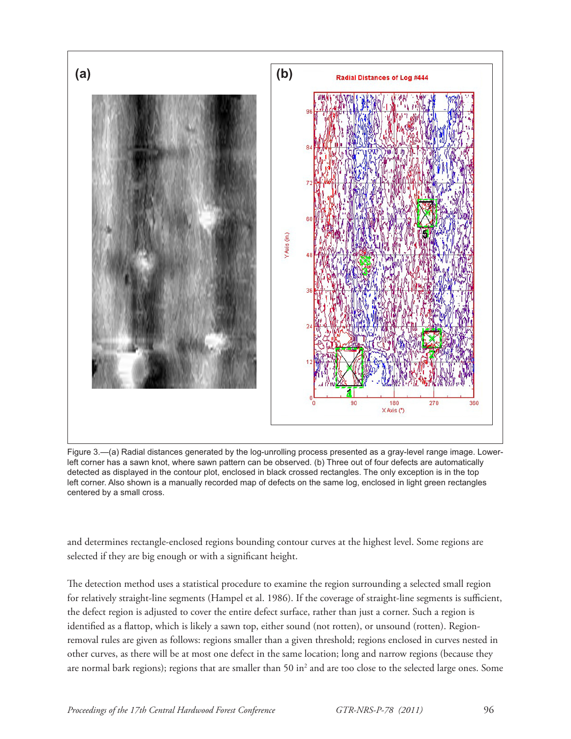Figure 3.—(a) Radial distances generated by the log-unrolling process presented as a gray-level range image. Lower-left corner has a sawn knot, where sawn pattern can be observed. (b) Three out of four defects are automatically detected as displayed in the contour plot, enclosed in black crossed rectangles. The only exception is in the top left corner. Also shown is a manually recorded map of defects on the same log, enclosed in light green rectangles centered by a small cross.

and determines rectangle-enclosed regions bounding contour curves at the highest level. Some regions are selected if they are big enough or with a significant height.

The detection method uses a statistical procedure to examine the region surrounding a selected small region for relatively straight-line segments (Hampel et al. 1986). If the coverage of straight-line segments is sufficient, the defect region is adjusted to cover the entire defect surface, rather than just a corner. Such a region is identified as a flattop, which is likely a sawn top, either sound (not rotten), or unsound (rotten). Region-removal rules are given as follows: regions smaller than a given threshold; regions enclosed in curves nested in other curves, as there will be at most one defect in the same location; long and narrow regions (because they are normal bark regions); regions that are smaller than 50 in$^2$ and are too close to the selected large ones. Some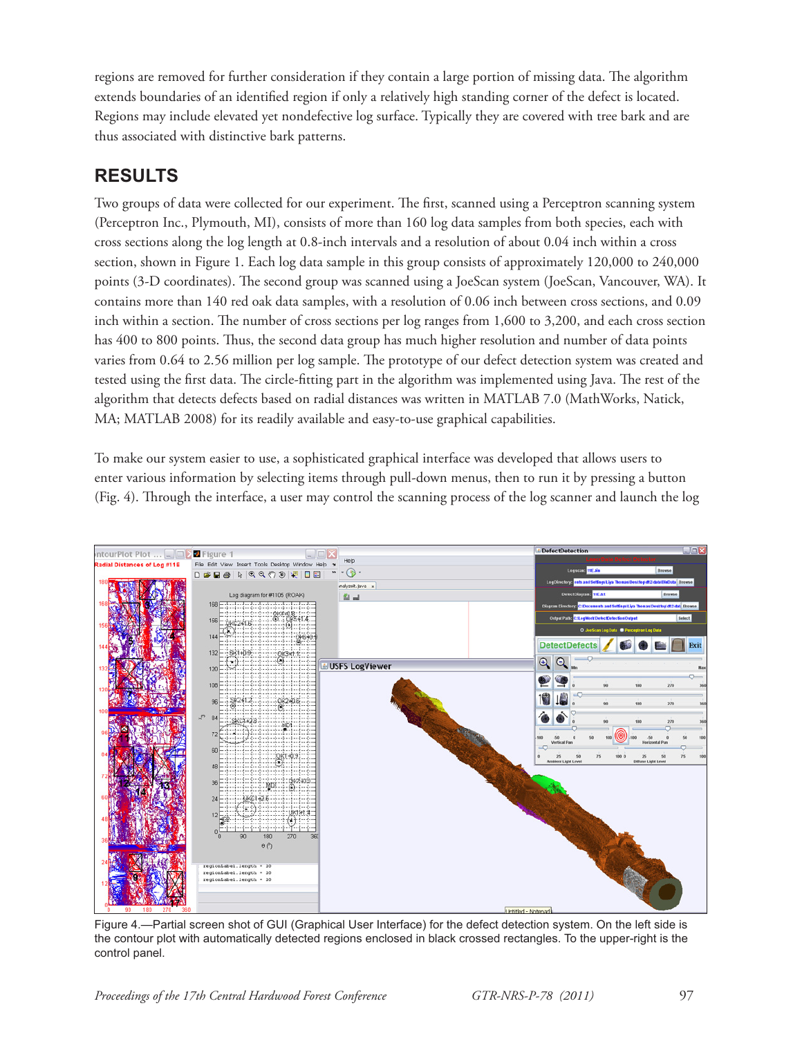regions are removed for further consideration if they contain a large portion of missing data. The algorithm extends boundaries of an identified region if only a relatively high standing corner of the defect is located. Regions may include elevated yet nondefective log surface. Typically they are covered with tree bark and are thus associated with distinctive bark patterns.

## RESULTS

Two groups of data were collected for our experiment. The first, scanned using a Perceptron scanning system (Perceptron Inc., Plymouth, MI), consists of more than 160 log data samples from both species, each with cross sections along the log length at 0.8-inch intervals and a resolution of about 0.04 inch within a cross section, shown in Figure 1. Each log data sample in this group consists of approximately 120,000 to 240,000 points (3-D coordinates). The second group was scanned using a JoeScan system (JoeScan, Vancouver, WA). It contains more than 140 red oak data samples, with a resolution of 0.06 inch between cross sections, and 0.09 inch within a section. The number of cross sections per log ranges from 1,600 to 3,200, and each cross section has 400 to 800 points. Thus, the second data group has much higher resolution and number of data points varies from 0.64 to 2.56 million per log sample. The prototype of our defect detection system was created and tested using the first data. The circle-fitting part in the algorithm was implemented using Java. The rest of the algorithm that detects defects based on radial distances was written in MATLAB 7.0 (MathWorks, Natick, MA; MATLAB 2008) for its readily available and easy-to-use graphical capabilities.

To make our system easier to use, a sophisticated graphical interface was developed that allows users to enter various information by selecting items through pull-down menus, then to run it by pressing a button (Fig. 4). Through the interface, a user may control the scanning process of the log scanner and launch the log

Figure 4.—Partial screen shot of GUI (Graphical User Interface) for the defect detection system. On the left side is the contour plot with automatically detected regions enclosed in black crossed rectangles. To the upper-right is the control panel.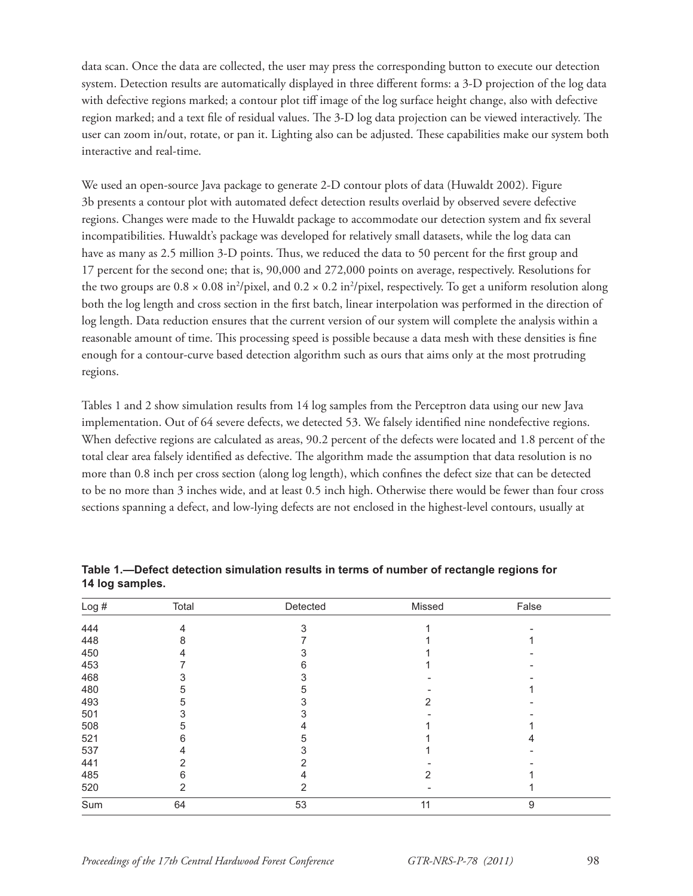data scan. Once the data are collected, the user may press the corresponding button to execute our detection system. Detection results are automatically displayed in three different forms: a 3-D projection of the log data with defective regions marked; a contour plot tiff image of the log surface height change, also with defective region marked; and a text file of residual values. The 3-D log data projection can be viewed interactively. The user can zoom in/out, rotate, or pan it. Lighting also can be adjusted. These capabilities make our system both interactive and real-time.

We used an open-source Java package to generate 2-D contour plots of data (Huwaldt 2002). Figure 3b presents a contour plot with automated defect detection results overlaid by observed severe defective regions. Changes were made to the Huwaldt package to accommodate our detection system and fix several incompatibilities. Huwaldt's package was developed for relatively small datasets, while the log data can have as many as 2.5 million 3-D points. Thus, we reduced the data to 50 percent for the first group and 17 percent for the second one; that is, 90,000 and 272,000 points on average, respectively. Resolutions for the two groups are $0.8 \times 0.08$ in$^2$/pixel, and $0.2 \times 0.2$ in$^2$/pixel, respectively. To get a uniform resolution along both the log length and cross section in the first batch, linear interpolation was performed in the direction of log length. Data reduction ensures that the current version of our system will complete the analysis within a reasonable amount of time. This processing speed is possible because a data mesh with these densities is fine enough for a contour-curve based detection algorithm such as ours that aims only at the most protruding regions.

Tables 1 and 2 show simulation results from 14 log samples from the Perceptron data using our new Java implementation. Out of 64 severe defects, we detected 53. We falsely identified nine nondefective regions. When defective regions are calculated as areas, 90.2 percent of the defects were located and 1.8 percent of the total clear area falsely identified as defective. The algorithm made the assumption that data resolution is no more than 0.8 inch per cross section (along log length), which confines the defect size that can be detected to be no more than 3 inches wide, and at least 0.5 inch high. Otherwise there would be fewer than four cross sections spanning a defect, and low-lying defects are not enclosed in the highest-level contours, usually at

**Table 1.—Defect detection simulation results in terms of number of rectangle regions for 14 log samples.**

| Log # | Total | Detected | Missed | False |
|---|---|---|---|---|
| 444 | 4 | 3 | 1 | - |
| 448 | 8 | 7 | 1 | 1 |
| 450 | 4 | 3 | 1 | - |
| 453 | 7 | 6 | 1 | - |
| 468 | 3 | 3 | - | - |
| 480 | 5 | 5 | - | 1 |
| 493 | 5 | 3 | 2 | - |
| 501 | 3 | 3 | - | - |
| 508 | 5 | 4 | 1 | 1 |
| 521 | 6 | 5 | 1 | 4 |
| 537 | 4 | 3 | 1 | - |
| 441 | 2 | 2 | - | - |
| 485 | 6 | 4 | 2 | 1 |
| 520 | 2 | 2 | - | 1 |
| Sum | 64 | 53 | 11 | 9 |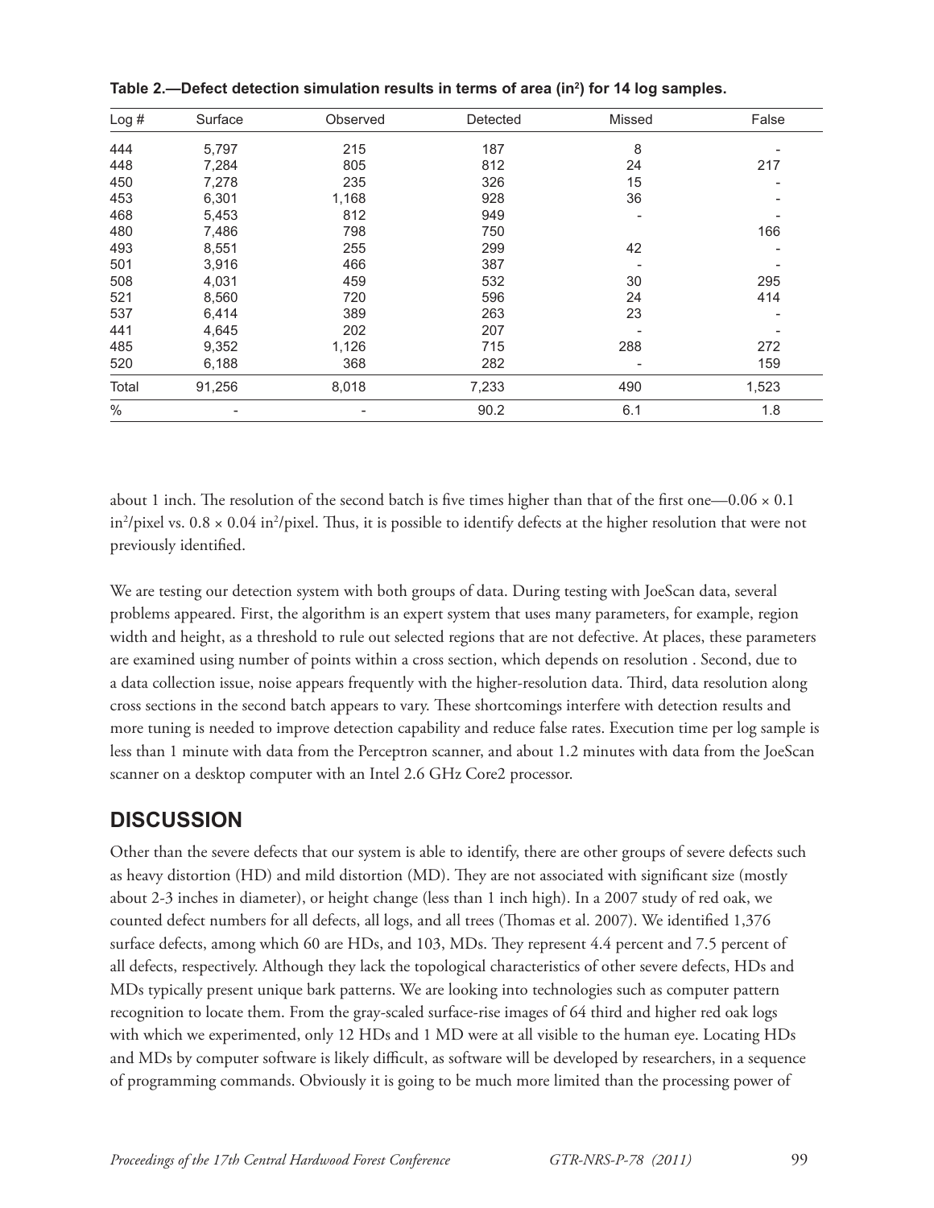Table 2.—Defect detection simulation results in terms of area (in²) for 14 log samples.

| Log # | Surface | Observed | Detected | Missed | False |
|---|---|---|---|---|---|
| 444 | 5,797 | 215 | 187 | 8 | - |
| 448 | 7,284 | 805 | 812 | 24 | 217 |
| 450 | 7,278 | 235 | 326 | 15 | - |
| 453 | 6,301 | 1,168 | 928 | 36 | - |
| 468 | 5,453 | 812 | 949 | - | - |
| 480 | 7,486 | 798 | 750 | | 166 |
| 493 | 8,551 | 255 | 299 | 42 | - |
| 501 | 3,916 | 466 | 387 | - | - |
| 508 | 4,031 | 459 | 532 | 30 | 295 |
| 521 | 8,560 | 720 | 596 | 24 | 414 |
| 537 | 6,414 | 389 | 263 | 23 | - |
| 441 | 4,645 | 202 | 207 | - | - |
| 485 | 9,352 | 1,126 | 715 | 288 | 272 |
| 520 | 6,188 | 368 | 282 | - | 159 |
| Total | 91,256 | 8,018 | 7,233 | 490 | 1,523 |
| % | - | - | 90.2 | 6.1 | 1.8 |

about 1 inch. The resolution of the second batch is five times higher than that of the first one—$0.06 \times 0.1$ in²/pixel vs. $0.8 \times 0.04$ in²/pixel. Thus, it is possible to identify defects at the higher resolution that were not previously identified.

We are testing our detection system with both groups of data. During testing with JoeScan data, several problems appeared. First, the algorithm is an expert system that uses many parameters, for example, region width and height, as a threshold to rule out selected regions that are not defective. At places, these parameters are examined using number of points within a cross section, which depends on resolution . Second, due to a data collection issue, noise appears frequently with the higher-resolution data. Third, data resolution along cross sections in the second batch appears to vary. These shortcomings interfere with detection results and more tuning is needed to improve detection capability and reduce false rates. Execution time per log sample is less than 1 minute with data from the Perceptron scanner, and about 1.2 minutes with data from the JoeScan scanner on a desktop computer with an Intel 2.6 GHz Core2 processor.

## DISCUSSION

Other than the severe defects that our system is able to identify, there are other groups of severe defects such as heavy distortion (HD) and mild distortion (MD). They are not associated with significant size (mostly about 2-3 inches in diameter), or height change (less than 1 inch high). In a 2007 study of red oak, we counted defect numbers for all defects, all logs, and all trees (Thomas et al. 2007). We identified 1,376 surface defects, among which 60 are HDs, and 103, MDs. They represent 4.4 percent and 7.5 percent of all defects, respectively. Although they lack the topological characteristics of other severe defects, HDs and MDs typically present unique bark patterns. We are looking into technologies such as computer pattern recognition to locate them. From the gray-scaled surface-rise images of 64 third and higher red oak logs with which we experimented, only 12 HDs and 1 MD were at all visible to the human eye. Locating HDs and MDs by computer software is likely difficult, as software will be developed by researchers, in a sequence of programming commands. Obviously it is going to be much more limited than the processing power of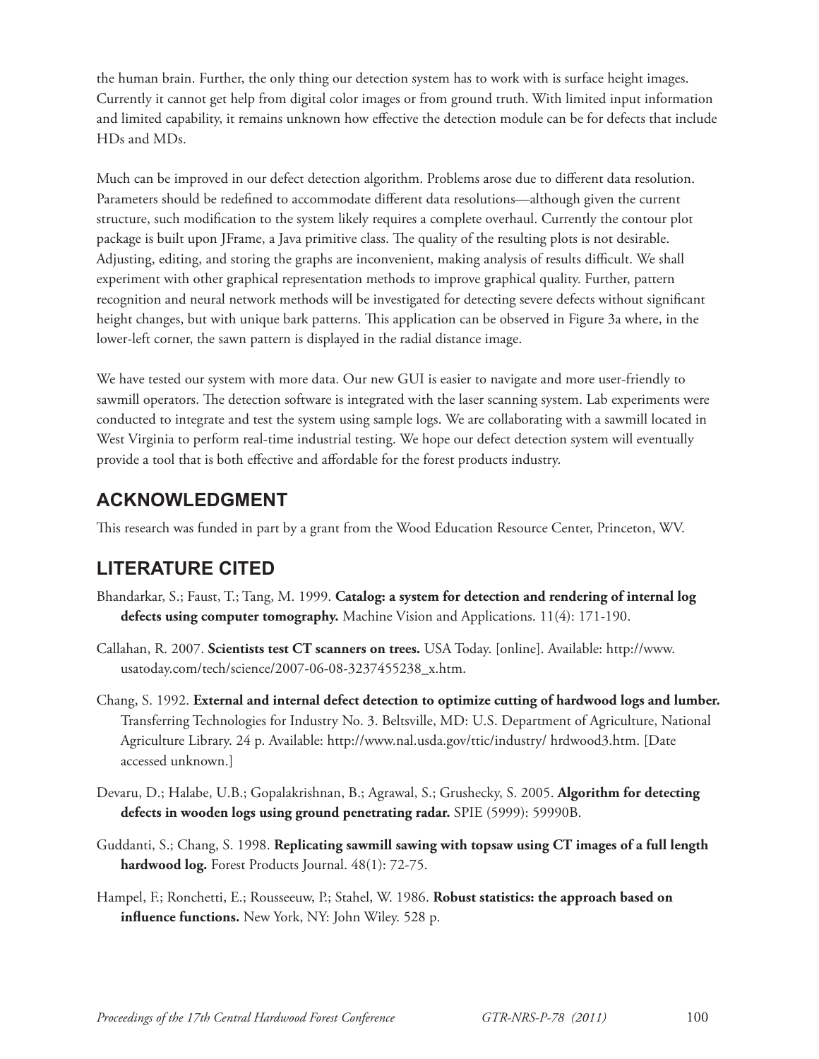the human brain. Further, the only thing our detection system has to work with is surface height images. Currently it cannot get help from digital color images or from ground truth. With limited input information and limited capability, it remains unknown how effective the detection module can be for defects that include HDs and MDs.

Much can be improved in our defect detection algorithm. Problems arose due to different data resolution. Parameters should be redefined to accommodate different data resolutions—although given the current structure, such modification to the system likely requires a complete overhaul. Currently the contour plot package is built upon JFrame, a Java primitive class. The quality of the resulting plots is not desirable. Adjusting, editing, and storing the graphs are inconvenient, making analysis of results difficult. We shall experiment with other graphical representation methods to improve graphical quality. Further, pattern recognition and neural network methods will be investigated for detecting severe defects without significant height changes, but with unique bark patterns. This application can be observed in Figure 3a where, in the lower-left corner, the sawn pattern is displayed in the radial distance image.

We have tested our system with more data. Our new GUI is easier to navigate and more user-friendly to sawmill operators. The detection software is integrated with the laser scanning system. Lab experiments were conducted to integrate and test the system using sample logs. We are collaborating with a sawmill located in West Virginia to perform real-time industrial testing. We hope our defect detection system will eventually provide a tool that is both effective and affordable for the forest products industry.

## ACKNOWLEDGMENT

This research was funded in part by a grant from the Wood Education Resource Center, Princeton, WV.

## LITERATURE CITED

Bhandarkar, S.; Faust, T.; Tang, M. 1999. **Catalog: a system for detection and rendering of internal log defects using computer tomography.** Machine Vision and Applications. 11(4): 171-190.

Callahan, R. 2007. **Scientists test CT scanners on trees.** USA Today. [online]. Available: http://www.usatoday.com/tech/science/2007-06-08-3237455238_x.htm.

Chang, S. 1992. **External and internal defect detection to optimize cutting of hardwood logs and lumber.** Transferring Technologies for Industry No. 3. Beltsville, MD: U.S. Department of Agriculture, National Agriculture Library. 24 p. Available: http://www.nal.usda.gov/ttic/industry/ hrdwood3.htm. [Date accessed unknown.]

Devaru, D.; Halabe, U.B.; Gopalakrishnan, B.; Agrawal, S.; Grushecky, S. 2005. **Algorithm for detecting defects in wooden logs using ground penetrating radar.** SPIE (5999): 59990B.

Guddanti, S.; Chang, S. 1998. **Replicating sawmill sawing with topsaw using CT images of a full length hardwood log.** Forest Products Journal. 48(1): 72-75.

Hampel, F.; Ronchetti, E.; Rousseeuw, P.; Stahel, W. 1986. **Robust statistics: the approach based on influence functions.** New York, NY: John Wiley. 528 p.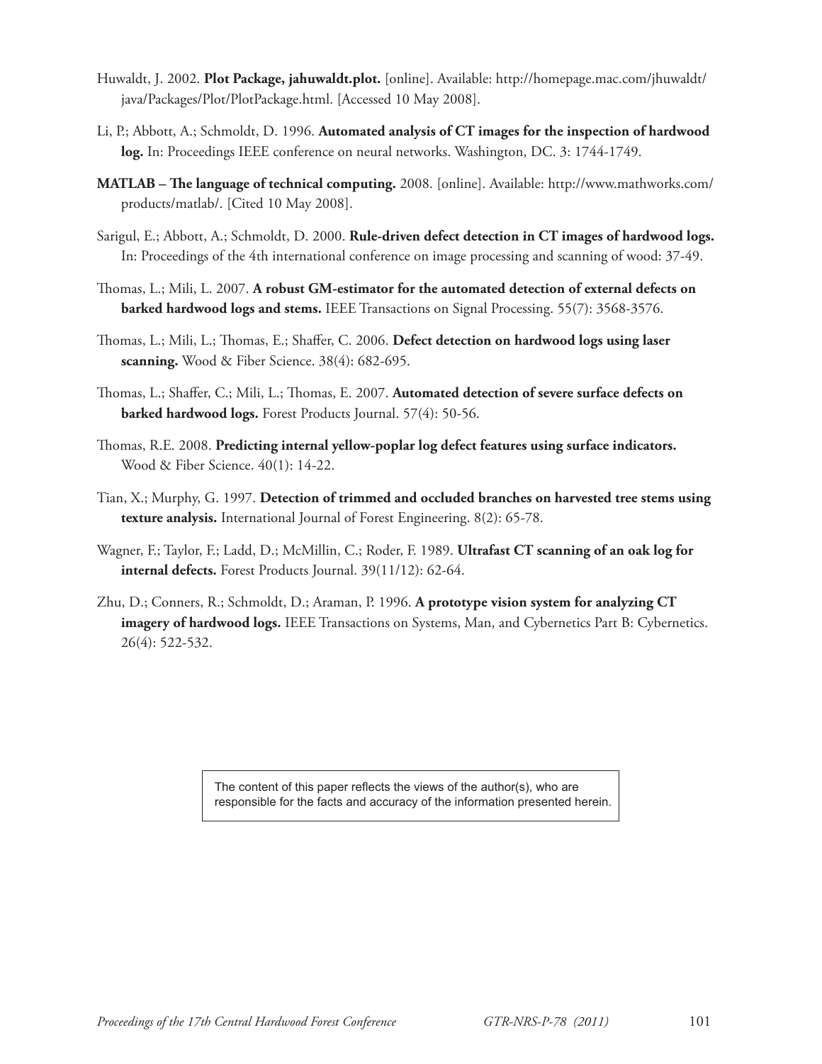Huwaldt, J. 2002. **Plot Package, jahuwaldt.plot.** [online]. Available: http://homepage.mac.com/jhuwaldt/java/Packages/Plot/PlotPackage.html. [Accessed 10 May 2008].

Li, P.; Abbott, A.; Schmoldt, D. 1996. **Automated analysis of CT images for the inspection of hardwood log.** In: Proceedings IEEE conference on neural networks. Washington, DC. 3: 1744-1749.

**MATLAB – The language of technical computing.** 2008. [online]. Available: http://www.mathworks.com/products/matlab/. [Cited 10 May 2008].

Sarigul, E.; Abbott, A.; Schmoldt, D. 2000. **Rule-driven defect detection in CT images of hardwood logs.** In: Proceedings of the 4th international conference on image processing and scanning of wood: 37-49.

Thomas, L.; Mili, L. 2007. **A robust GM-estimator for the automated detection of external defects on barked hardwood logs and stems.** IEEE Transactions on Signal Processing. 55(7): 3568-3576.

Thomas, L.; Mili, L.; Thomas, E.; Shaffer, C. 2006. **Defect detection on hardwood logs using laser scanning.** Wood & Fiber Science. 38(4): 682-695.

Thomas, L.; Shaffer, C.; Mili, L.; Thomas, E. 2007. **Automated detection of severe surface defects on barked hardwood logs.** Forest Products Journal. 57(4): 50-56.

Thomas, R.E. 2008. **Predicting internal yellow-poplar log defect features using surface indicators.** Wood & Fiber Science. 40(1): 14-22.

Tian, X.; Murphy, G. 1997. **Detection of trimmed and occluded branches on harvested tree stems using texture analysis.** International Journal of Forest Engineering. 8(2): 65-78.

Wagner, F.; Taylor, F.; Ladd, D.; McMillin, C.; Roder, F. 1989. **Ultrafast CT scanning of an oak log for internal defects.** Forest Products Journal. 39(11/12): 62-64.

Zhu, D.; Conners, R.; Schmoldt, D.; Araman, P. 1996. **A prototype vision system for analyzing CT imagery of hardwood logs.** IEEE Transactions on Systems, Man, and Cybernetics Part B: Cybernetics. 26(4): 522-532.

The content of this paper reflects the views of the author(s), who are responsible for the facts and accuracy of the information presented herein.